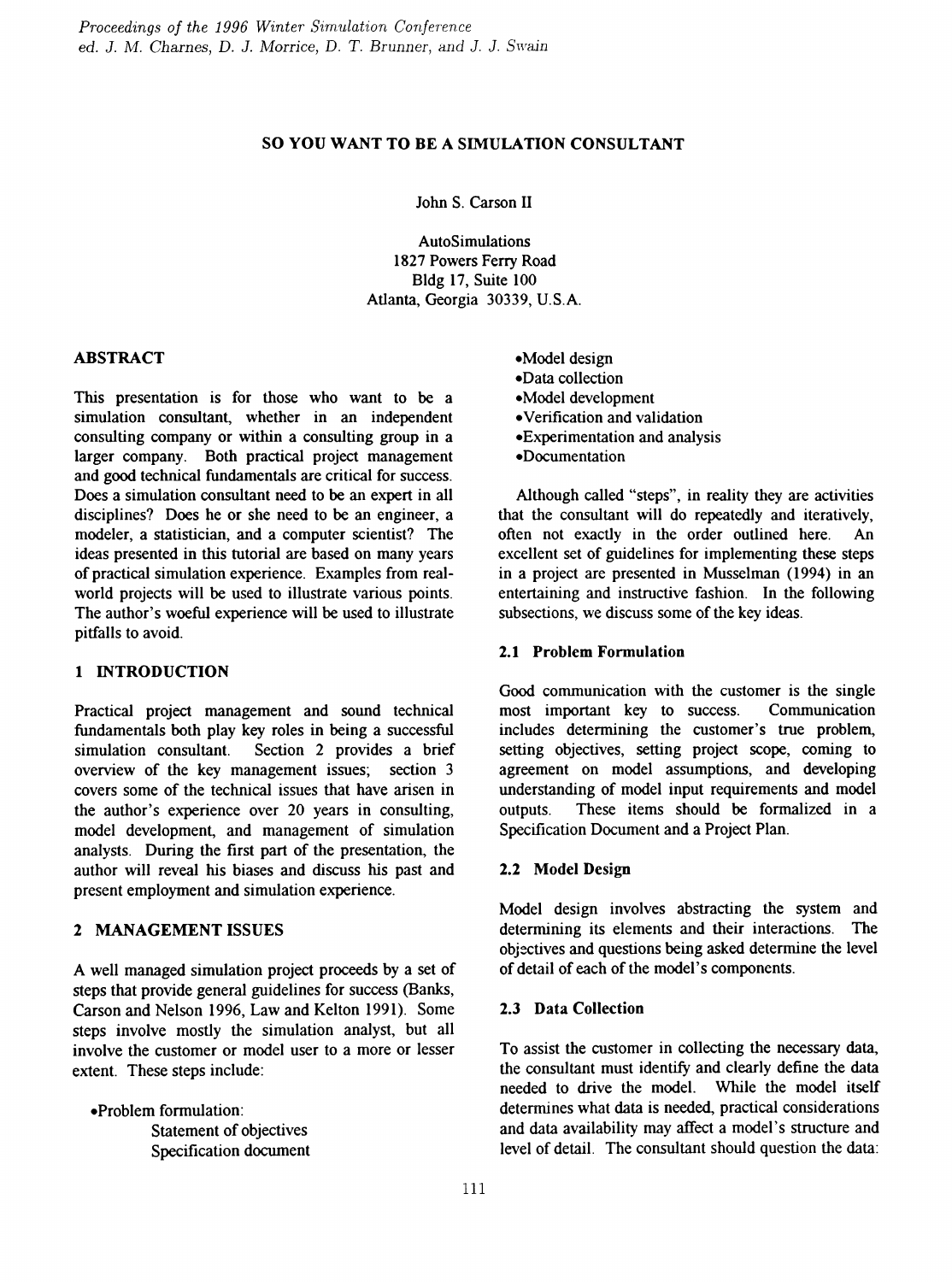# SO YOU WANT TO BE A SIMULATION CONSULTANT

John S. Carson II

AutoSimulations
1827 Powers Ferry Road
Bldg 17, Suite 100
Atlanta, Georgia 30339, U.S.A.

## ABSTRACT

This presentation is for those who want to be a simulation consultant, whether in an independent consulting company or within a consulting group in a larger company. Both practical project management and good technical fundamentals are critical for success. Does a simulation consultant need to be an expert in all disciplines? Does he or she need to be an engineer, a modeler, a statistician, and a computer scientist? The ideas presented in this tutorial are based on many years of practical simulation experience. Examples from real-world projects will be used to illustrate various points. The author's woeful experience will be used to illustrate pitfalls to avoid.

## 1 INTRODUCTION

Practical project management and sound technical fundamentals both play key roles in being a successful simulation consultant. Section 2 provides a brief overview of the key management issues; section 3 covers some of the technical issues that have arisen in the author's experience over 20 years in consulting, model development, and management of simulation analysts. During the first part of the presentation, the author will reveal his biases and discuss his past and present employment and simulation experience.

## 2 MANAGEMENT ISSUES

A well managed simulation project proceeds by a set of steps that provide general guidelines for success (Banks, Carson and Nelson 1996, Law and Kelton 1991). Some steps involve mostly the simulation analyst, but all involve the customer or model user to a more or lesser extent. These steps include:

- Problem formulation:
  - Statement of objectives
  - Specification document
- Model design
- Data collection
- Model development
- Verification and validation
- Experimentation and analysis
- Documentation

Although called "steps", in reality they are activities that the consultant will do repeatedly and iteratively, often not exactly in the order outlined here. An excellent set of guidelines for implementing these steps in a project are presented in Musselman (1994) in an entertaining and instructive fashion. In the following subsections, we discuss some of the key ideas.

### 2.1 Problem Formulation

Good communication with the customer is the single most important key to success. Communication includes determining the customer's true problem, setting objectives, setting project scope, coming to agreement on model assumptions, and developing understanding of model input requirements and model outputs. These items should be formalized in a Specification Document and a Project Plan.

### 2.2 Model Design

Model design involves abstracting the system and determining its elements and their interactions. The objectives and questions being asked determine the level of detail of each of the model's components.

### 2.3 Data Collection

To assist the customer in collecting the necessary data, the consultant must identify and clearly define the data needed to drive the model. While the model itself determines what data is needed, practical considerations and data availability may affect a model's structure and level of detail. The consultant should question the data: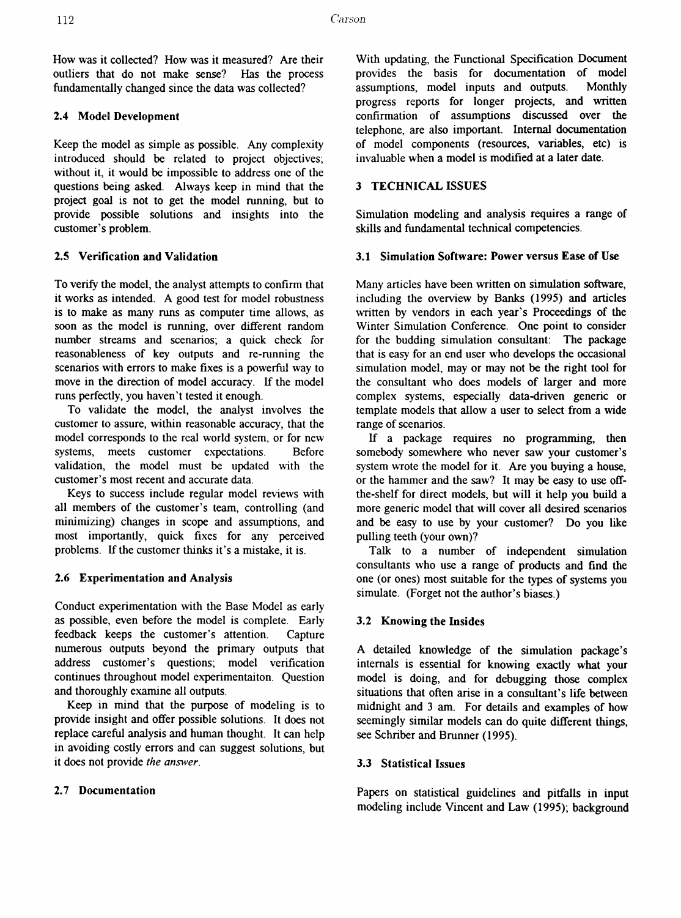How was it collected? How was it measured? Are their outliers that do not make sense? Has the process fundamentally changed since the data was collected?

### 2.4 Model Development

Keep the model as simple as possible. Any complexity introduced should be related to project objectives; without it, it would be impossible to address one of the questions being asked. Always keep in mind that the project goal is not to get the model running, but to provide possible solutions and insights into the customer's problem.

### 2.5 Verification and Validation

To verify the model, the analyst attempts to confirm that it works as intended. A good test for model robustness is to make as many runs as computer time allows, as soon as the model is running, over different random number streams and scenarios; a quick check for reasonableness of key outputs and re-running the scenarios with errors to make fixes is a powerful way to move in the direction of model accuracy. If the model runs perfectly, you haven't tested it enough.

To validate the model, the analyst involves the customer to assure, within reasonable accuracy, that the model corresponds to the real world system, or for new systems, meets customer expectations. Before validation, the model must be updated with the customer's most recent and accurate data.

Keys to success include regular model reviews with all members of the customer's team, controlling (and minimizing) changes in scope and assumptions, and most importantly, quick fixes for any perceived problems. If the customer thinks it's a mistake, it is.

### 2.6 Experimentation and Analysis

Conduct experimentation with the Base Model as early as possible, even before the model is complete. Early feedback keeps the customer's attention. Capture numerous outputs beyond the primary outputs that address customer's questions; model verification continues throughout model experimentaiton. Question and thoroughly examine all outputs.

Keep in mind that the purpose of modeling is to provide insight and offer possible solutions. It does not replace careful analysis and human thought. It can help in avoiding costly errors and can suggest solutions, but it does not provide *the answer*.

### 2.7 Documentation

With updating, the Functional Specification Document provides the basis for documentation of model assumptions, model inputs and outputs. Monthly progress reports for longer projects, and written confirmation of assumptions discussed over the telephone, are also important. Internal documentation of model components (resources, variables, etc) is invaluable when a model is modified at a later date.

## 3 TECHNICAL ISSUES

Simulation modeling and analysis requires a range of skills and fundamental technical competencies.

### 3.1 Simulation Software: Power versus Ease of Use

Many articles have been written on simulation software, including the overview by Banks (1995) and articles written by vendors in each year's Proceedings of the Winter Simulation Conference. One point to consider for the budding simulation consultant: The package that is easy for an end user who develops the occasional simulation model, may or may not be the right tool for the consultant who does models of larger and more complex systems, especially data-driven generic or template models that allow a user to select from a wide range of scenarios.

If a package requires no programming, then somebody somewhere who never saw your customer's system wrote the model for it. Are you buying a house, or the hammer and the saw? It may be easy to use off-the-shelf for direct models, but will it help you build a more generic model that will cover all desired scenarios and be easy to use by your customer? Do you like pulling teeth (your own)?

Talk to a number of independent simulation consultants who use a range of products and find the one (or ones) most suitable for the types of systems you simulate. (Forget not the author's biases.)

### 3.2 Knowing the Insides

A detailed knowledge of the simulation package's internals is essential for knowing exactly what your model is doing, and for debugging those complex situations that often arise in a consultant's life between midnight and 3 am. For details and examples of how seemingly similar models can do quite different things, see Schriber and Brunner (1995).

### 3.3 Statistical Issues

Papers on statistical guidelines and pitfalls in input modeling include Vincent and Law (1995); background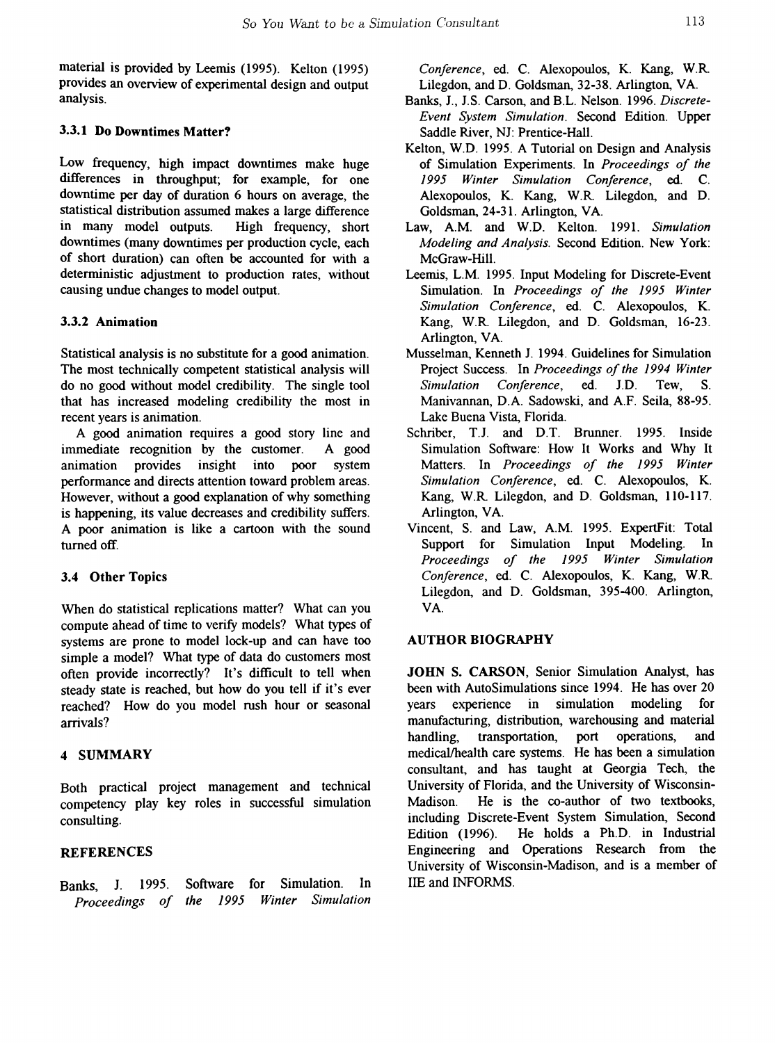material is provided by Leemis (1995). Kelton (1995) provides an overview of experimental design and output analysis.

### 3.3.1 Do Downtimes Matter?

Low frequency, high impact downtimes make huge differences in throughput; for example, for one downtime per day of duration 6 hours on average, the statistical distribution assumed makes a large difference in many model outputs. High frequency, short downtimes (many downtimes per production cycle, each of short duration) can often be accounted for with a deterministic adjustment to production rates, without causing undue changes to model output.

### 3.3.2 Animation

Statistical analysis is no substitute for a good animation. The most technically competent statistical analysis will do no good without model credibility. The single tool that has increased modeling credibility the most in recent years is animation.

A good animation requires a good story line and immediate recognition by the customer. A good animation provides insight into poor system performance and directs attention toward problem areas. However, without a good explanation of why something is happening, its value decreases and credibility suffers. A poor animation is like a cartoon with the sound turned off.

## 3.4 Other Topics

When do statistical replications matter? What can you compute ahead of time to verify models? What types of systems are prone to model lock-up and can have too simple a model? What type of data do customers most often provide incorrectly? It's difficult to tell when steady state is reached, but how do you tell if it's ever reached? How do you model rush hour or seasonal arrivals?

# 4 SUMMARY

Both practical project management and technical competency play key roles in successful simulation consulting.

# REFERENCES

Banks, J. 1995. Software for Simulation. In *Proceedings of the 1995 Winter Simulation Conference*, ed. C. Alexopoulos, K. Kang, W.R. Lilegdon, and D. Goldsman, 32-38. Arlington, VA.

Banks, J., J.S. Carson, and B.L. Nelson. 1996. *Discrete-Event System Simulation*. Second Edition. Upper Saddle River, NJ: Prentice-Hall.

Kelton, W.D. 1995. A Tutorial on Design and Analysis of Simulation Experiments. In *Proceedings of the 1995 Winter Simulation Conference*, ed. C. Alexopoulos, K. Kang, W.R. Lilegdon, and D. Goldsman, 24-31. Arlington, VA.

Law, A.M. and W.D. Kelton. 1991. *Simulation Modeling and Analysis*. Second Edition. New York: McGraw-Hill.

Leemis, L.M. 1995. Input Modeling for Discrete-Event Simulation. In *Proceedings of the 1995 Winter Simulation Conference*, ed. C. Alexopoulos, K. Kang, W.R. Lilegdon, and D. Goldsman, 16-23. Arlington, VA.

Musselman, Kenneth J. 1994. Guidelines for Simulation Project Success. In *Proceedings of the 1994 Winter Simulation Conference*, ed. J.D. Tew, S. Manivannan, D.A. Sadowski, and A.F. Seila, 88-95. Lake Buena Vista, Florida.

Schriber, T.J. and D.T. Brunner. 1995. Inside Simulation Software: How It Works and Why It Matters. In *Proceedings of the 1995 Winter Simulation Conference*, ed. C. Alexopoulos, K. Kang, W.R. Lilegdon, and D. Goldsman, 110-117. Arlington, VA.

Vincent, S. and Law, A.M. 1995. ExpertFit: Total Support for Simulation Input Modeling. In *Proceedings of the 1995 Winter Simulation Conference*, ed. C. Alexopoulos, K. Kang, W.R. Lilegdon, and D. Goldsman, 395-400. Arlington, VA.

# AUTHOR BIOGRAPHY

**JOHN S. CARSON**, Senior Simulation Analyst, has been with AutoSimulations since 1994. He has over 20 years experience in simulation modeling for manufacturing, distribution, warehousing and material handling, transportation, port operations, and medical/health care systems. He has been a simulation consultant, and has taught at Georgia Tech, the University of Florida, and the University of Wisconsin-Madison. He is the co-author of two textbooks, including Discrete-Event System Simulation, Second Edition (1996). He holds a Ph.D. in Industrial Engineering and Operations Research from the University of Wisconsin-Madison, and is a member of IIE and INFORMS.